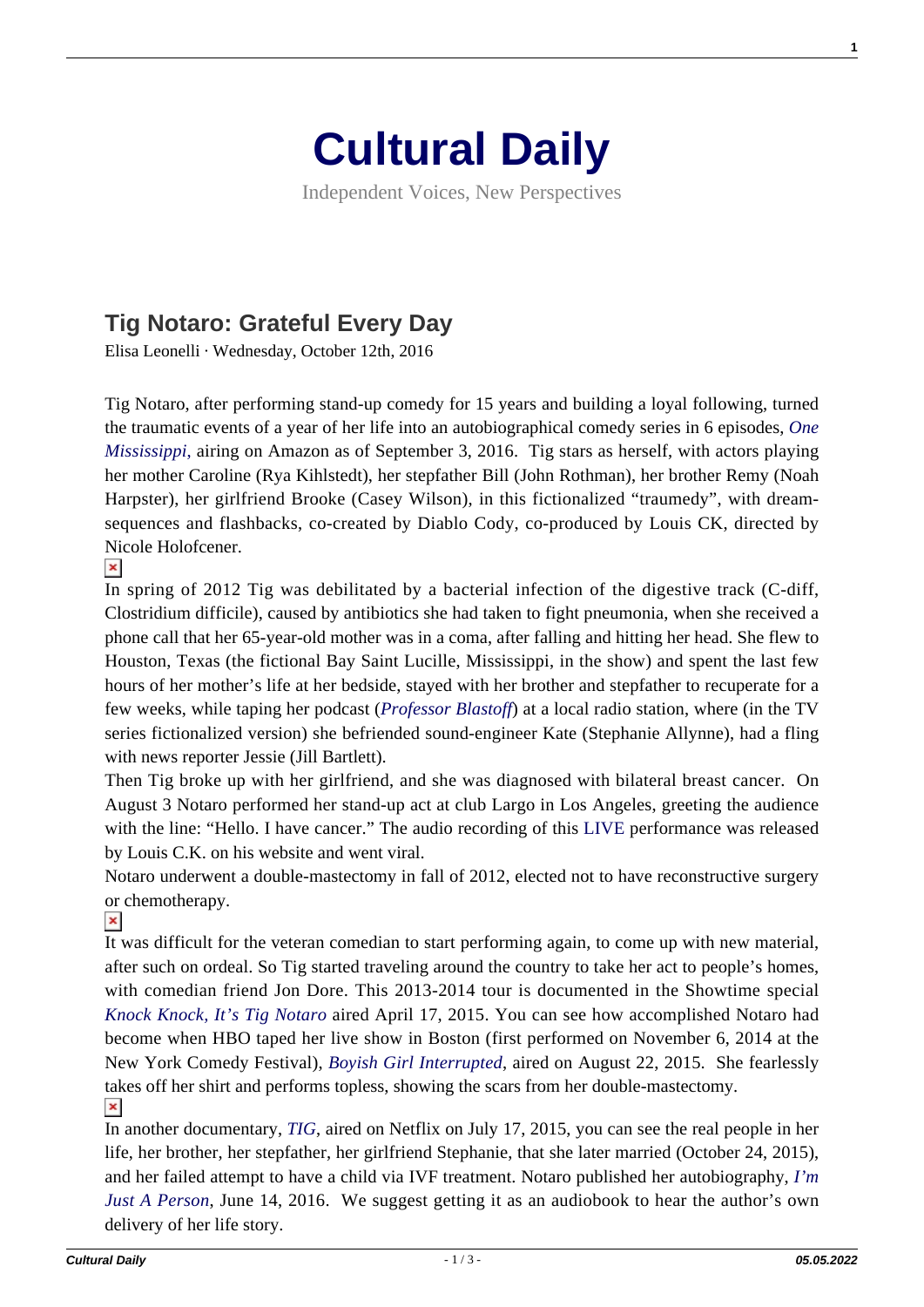# Cultural Daily

Independent Voices, New Perspectives

## Tig Notaro: Grateful Every Day

Elisa Leonelli · Wednesday, October 12th, 2016

Tig Notaro, after performing stand-up comedy for 15 years and building a loyal following, turned the traumatic events of a year of her life into an autobiographical comedy series in 6 episodes, *One Mississippi*, airing on Amazon as of September 3, 2016. Tig stars as herself, with actors playing her mother Caroline (Rya Kihlstedt), her stepfather Bill (John Rothman), her brother Remy (Noah Harpster), her girlfriend Brooke (Casey Wilson), in this fictionalized "traumedy", with dream-sequences and flashbacks, co-created by Diablo Cody, co-produced by Louis CK, directed by Nicole Holofcener.

In spring of 2012 Tig was debilitated by a bacterial infection of the digestive track (C-diff, Clostridium difficile), caused by antibiotics she had taken to fight pneumonia, when she received a phone call that her 65-year-old mother was in a coma, after falling and hitting her head. She flew to Houston, Texas (the fictional Bay Saint Lucille, Mississippi, in the show) and spent the last few hours of her mother's life at her bedside, stayed with her brother and stepfather to recuperate for a few weeks, while taping her podcast (*Professor Blastoff*) at a local radio station, where (in the TV series fictionalized version) she befriended sound-engineer Kate (Stephanie Allynne), had a fling with news reporter Jessie (Jill Bartlett).

Then Tig broke up with her girlfriend, and she was diagnosed with bilateral breast cancer. On August 3 Notaro performed her stand-up act at club Largo in Los Angeles, greeting the audience with the line: "Hello. I have cancer." The audio recording of this LIVE performance was released by Louis C.K. on his website and went viral.

Notaro underwent a double-mastectomy in fall of 2012, elected not to have reconstructive surgery or chemotherapy.

It was difficult for the veteran comedian to start performing again, to come up with new material, after such on ordeal. So Tig started traveling around the country to take her act to people's homes, with comedian friend Jon Dore. This 2013-2014 tour is documented in the Showtime special *Knock Knock, It's Tig Notaro* aired April 17, 2015. You can see how accomplished Notaro had become when HBO taped her live show in Boston (first performed on November 6, 2014 at the New York Comedy Festival), *Boyish Girl Interrupted*, aired on August 22, 2015. She fearlessly takes off her shirt and performs topless, showing the scars from her double-mastectomy.

In another documentary, *TIG*, aired on Netflix on July 17, 2015, you can see the real people in her life, her brother, her stepfather, her girlfriend Stephanie, that she later married (October 24, 2015), and her failed attempt to have a child via IVF treatment. Notaro published her autobiography, *I'm Just A Person*, June 14, 2016. We suggest getting it as an audiobook to hear the author's own delivery of her life story.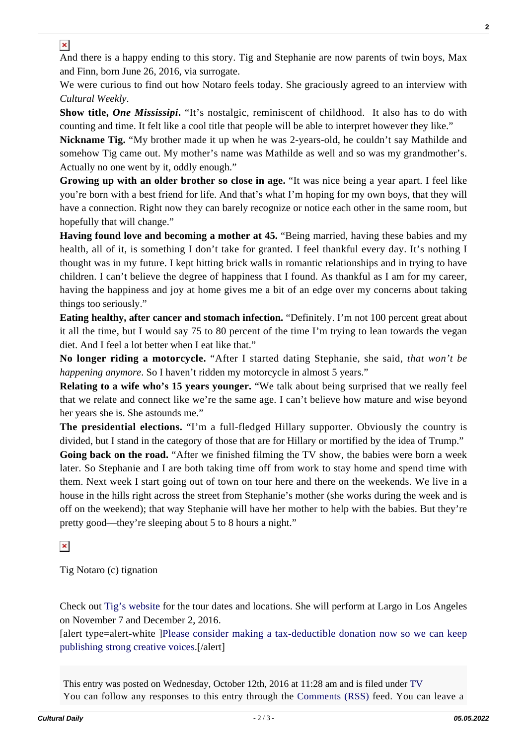And there is a happy ending to this story. Tig and Stephanie are now parents of twin boys, Max and Finn, born June 26, 2016, via surrogate.

We were curious to find out how Notaro feels today. She graciously agreed to an interview with *Cultural Weekly*.

**Show title, *One Mississipi*.** "It's nostalgic, reminiscent of childhood. It also has to do with counting and time. It felt like a cool title that people will be able to interpret however they like."

**Nickname Tig.** "My brother made it up when he was 2-years-old, he couldn't say Mathilde and somehow Tig came out. My mother's name was Mathilde as well and so was my grandmother's. Actually no one went by it, oddly enough."

**Growing up with an older brother so close in age.** "It was nice being a year apart. I feel like you're born with a best friend for life. And that's what I'm hoping for my own boys, that they will have a connection. Right now they can barely recognize or notice each other in the same room, but hopefully that will change."

**Having found love and becoming a mother at 45.** "Being married, having these babies and my health, all of it, is something I don't take for granted. I feel thankful every day. It's nothing I thought was in my future. I kept hitting brick walls in romantic relationships and in trying to have children. I can't believe the degree of happiness that I found. As thankful as I am for my career, having the happiness and joy at home gives me a bit of an edge over my concerns about taking things too seriously."

**Eating healthy, after cancer and stomach infection.** "Definitely. I'm not 100 percent great about it all the time, but I would say 75 to 80 percent of the time I'm trying to lean towards the vegan diet. And I feel a lot better when I eat like that."

**No longer riding a motorcycle.** "After I started dating Stephanie, she said, *that won't be happening anymore*. So I haven't ridden my motorcycle in almost 5 years."

**Relating to a wife who's 15 years younger.** "We talk about being surprised that we really feel that we relate and connect like we're the same age. I can't believe how mature and wise beyond her years she is. She astounds me."

**The presidential elections.** "I'm a full-fledged Hillary supporter. Obviously the country is divided, but I stand in the category of those that are for Hillary or mortified by the idea of Trump."

**Going back on the road.** "After we finished filming the TV show, the babies were born a week later. So Stephanie and I are both taking time off from work to stay home and spend time with them. Next week I start going out of town on tour here and there on the weekends. We live in a house in the hills right across the street from Stephanie's mother (she works during the week and is off on the weekend); that way Stephanie will have her mother to help with the babies. But they're pretty good—they're sleeping about 5 to 8 hours a night."

Tig Notaro (c) tignation

Check out Tig's website for the tour dates and locations. She will perform at Largo in Los Angeles on November 7 and December 2, 2016.

[alert type=alert-white ]Please consider making a tax-deductible donation now so we can keep publishing strong creative voices.[/alert]

This entry was posted on Wednesday, October 12th, 2016 at 11:28 am and is filed under TV
You can follow any responses to this entry through the Comments (RSS) feed. You can leave a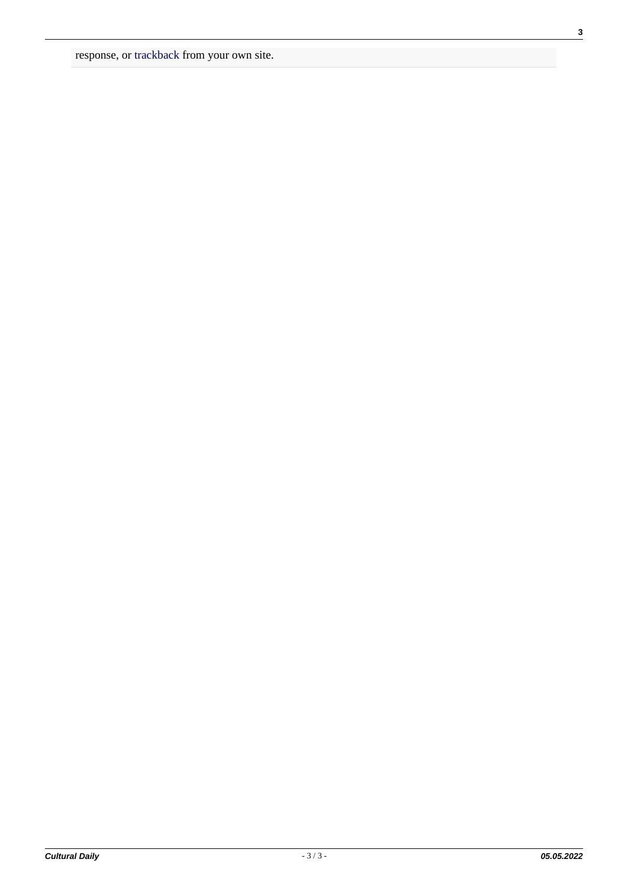response, or trackback from your own site.